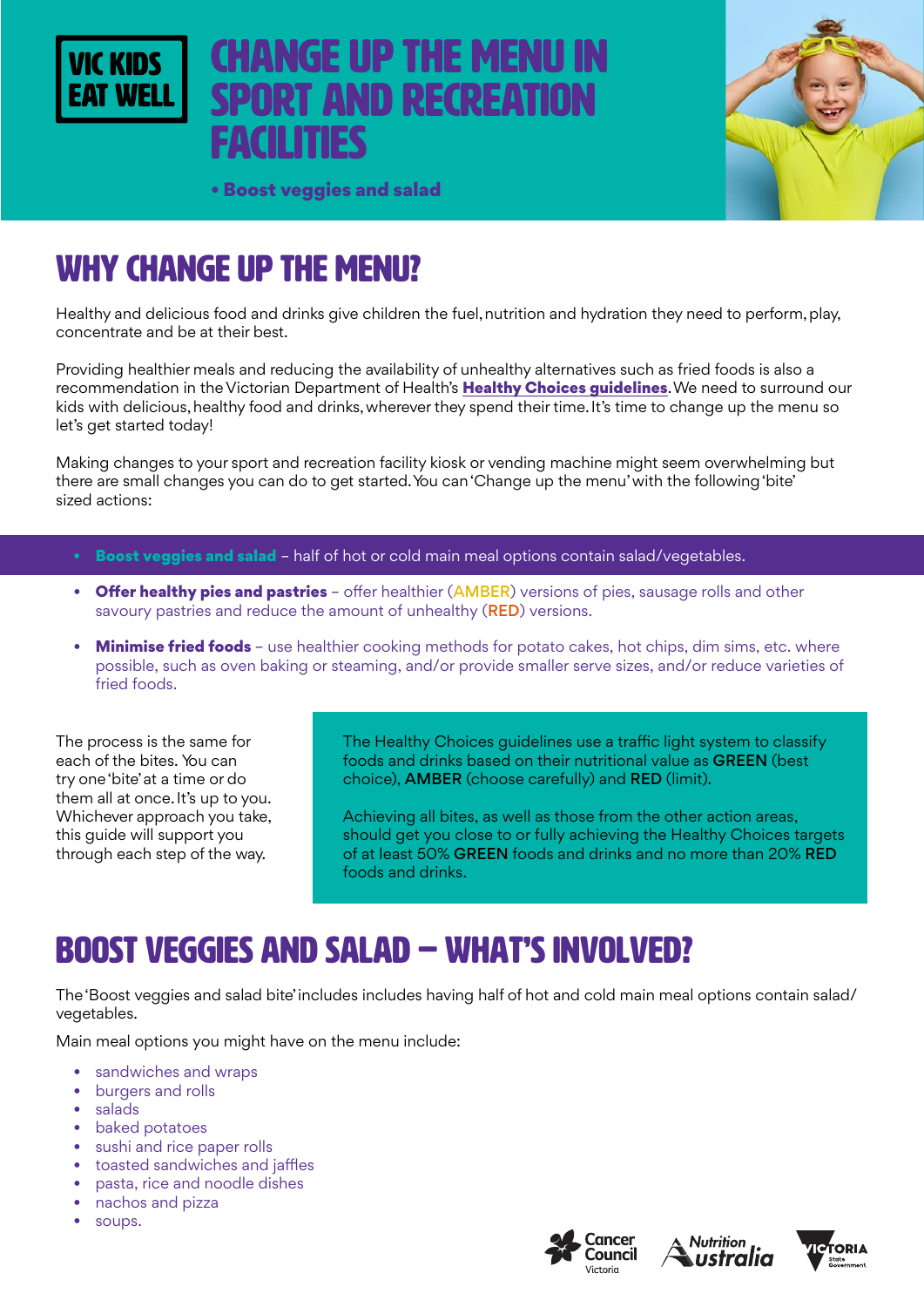VIC KIDS EAT WELL

# CHANGE UP THE MENU IN SPORT AND RECREATION FACILITIES

• **Boost veggies and salad**

## WHY CHANGE UP THE MENU?

Healthy and delicious food and drinks give children the fuel, nutrition and hydration they need to perform, play, concentrate and be at their best.

Providing healthier meals and reducing the availability of unhealthy alternatives such as fried foods is also a recommendation in the Victorian Department of Health's **Healthy Choices guidelines**. We need to surround our kids with delicious, healthy food and drinks, wherever they spend their time. It's time to change up the menu so let's get started today!

Making changes to your sport and recreation facility kiosk or vending machine might seem overwhelming but there are small changes you can do to get started. You can 'Change up the menu' with the following 'bite' sized actions:

- **Boost veggies and salad** – half of hot or cold main meal options contain salad/vegetables.
- **Offer healthy pies and pastries** – offer healthier (AMBER) versions of pies, sausage rolls and other savoury pastries and reduce the amount of unhealthy (RED) versions.
- **Minimise fried foods** – use healthier cooking methods for potato cakes, hot chips, dim sims, etc. where possible, such as oven baking or steaming, and/or provide smaller serve sizes, and/or reduce varieties of fried foods.

The process is the same for each of the bites. You can try one 'bite' at a time or do them all at once. It's up to you. Whichever approach you take, this guide will support you through each step of the way.

The Healthy Choices guidelines use a traffic light system to classify foods and drinks based on their nutritional value as **GREEN** (best choice), **AMBER** (choose carefully) and **RED** (limit).

Achieving all bites, as well as those from the other action areas, should get you close to or fully achieving the Healthy Choices targets of at least 50% **GREEN** foods and drinks and no more than 20% **RED** foods and drinks.

## BOOST VEGGIES AND SALAD – WHAT'S INVOLVED?

The 'Boost veggies and salad bite' includes includes having half of hot and cold main meal options contain salad/vegetables.

Main meal options you might have on the menu include:

- sandwiches and wraps
- burgers and rolls
- salads
- baked potatoes
- sushi and rice paper rolls
- toasted sandwiches and jaffles
- pasta, rice and noodle dishes
- nachos and pizza
- soups.

Cancer Council Victoria | Nutrition Australia | Victoria State Government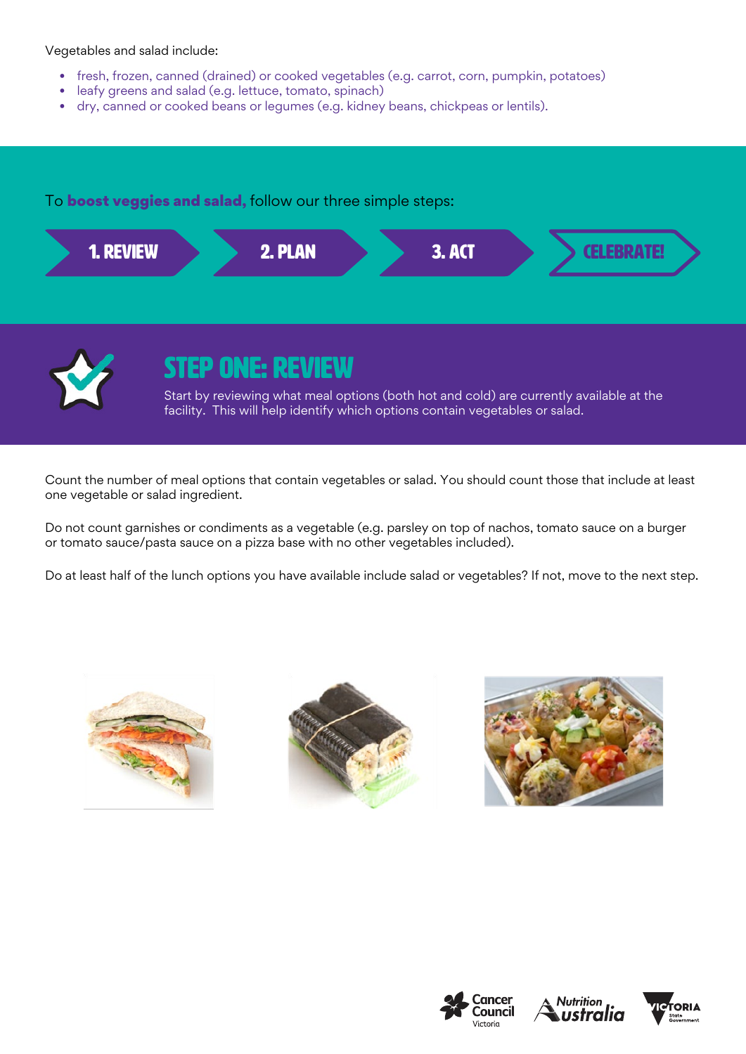Vegetables and salad include:

- fresh, frozen, canned (drained) or cooked vegetables (e.g. carrot, corn, pumpkin, potatoes)
- leafy greens and salad (e.g. lettuce, tomato, spinach)
- dry, canned or cooked beans or legumes (e.g. kidney beans, chickpeas or lentils).

To **boost veggies and salad,** follow our three simple steps:

1. REVIEW → 2. PLAN → 3. ACT → CELEBRATE!

## STEP ONE: REVIEW

Start by reviewing what meal options (both hot and cold) are currently available at the facility. This will help identify which options contain vegetables or salad.

Count the number of meal options that contain vegetables or salad. You should count those that include at least one vegetable or salad ingredient.

Do not count garnishes or condiments as a vegetable (e.g. parsley on top of nachos, tomato sauce on a burger or tomato sauce/pasta sauce on a pizza base with no other vegetables included).

Do at least half of the lunch options you have available include salad or vegetables? If not, move to the next step.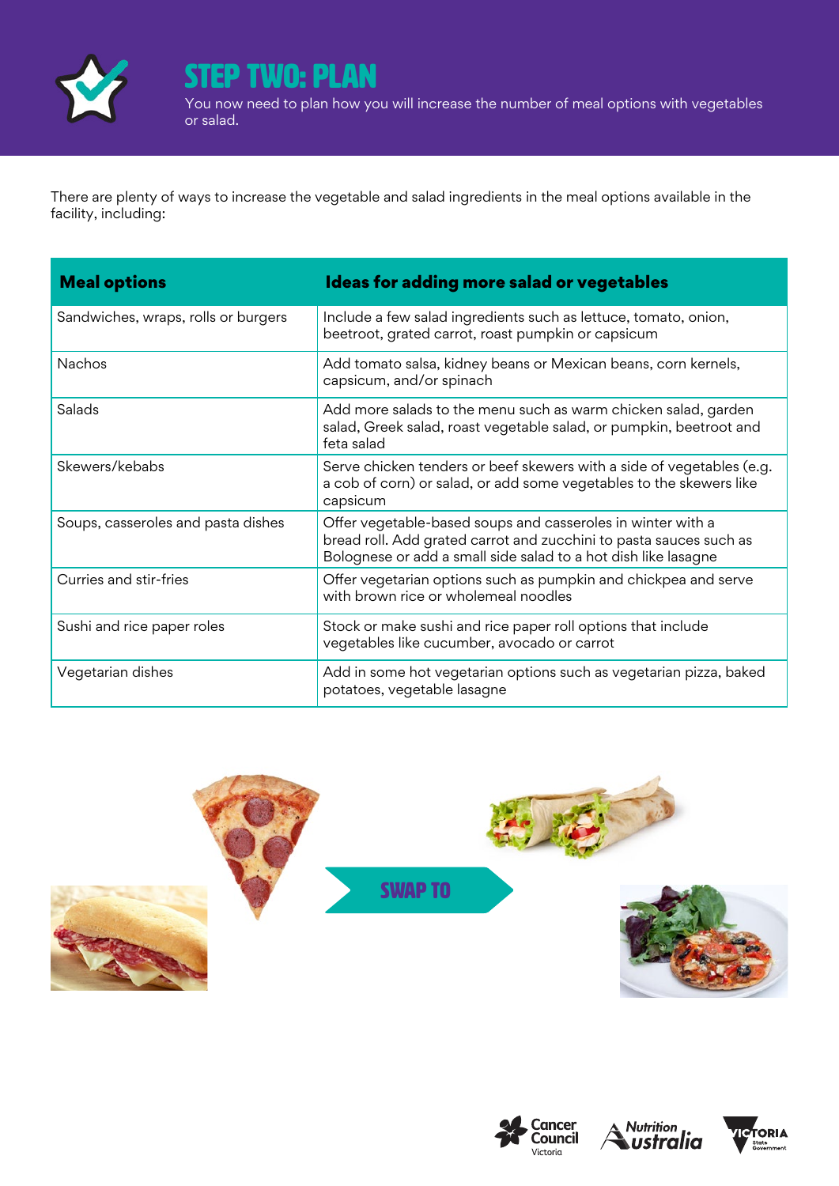# STEP TWO: PLAN

You now need to plan how you will increase the number of meal options with vegetables or salad.

There are plenty of ways to increase the vegetable and salad ingredients in the meal options available in the facility, including:

| Meal options | Ideas for adding more salad or vegetables |
|---|---|
| Sandwiches, wraps, rolls or burgers | Include a few salad ingredients such as lettuce, tomato, onion, beetroot, grated carrot, roast pumpkin or capsicum |
| Nachos | Add tomato salsa, kidney beans or Mexican beans, corn kernels, capsicum, and/or spinach |
| Salads | Add more salads to the menu such as warm chicken salad, garden salad, Greek salad, roast vegetable salad, or pumpkin, beetroot and feta salad |
| Skewers/kebabs | Serve chicken tenders or beef skewers with a side of vegetables (e.g. a cob of corn) or salad, or add some vegetables to the skewers like capsicum |
| Soups, casseroles and pasta dishes | Offer vegetable-based soups and casseroles in winter with a bread roll. Add grated carrot and zucchini to pasta sauces such as Bolognese or add a small side salad to a hot dish like lasagne |
| Curries and stir-fries | Offer vegetarian options such as pumpkin and chickpea and serve with brown rice or wholemeal noodles |
| Sushi and rice paper roles | Stock or make sushi and rice paper roll options that include vegetables like cucumber, avocado or carrot |
| Vegetarian dishes | Add in some hot vegetarian options such as vegetarian pizza, baked potatoes, vegetable lasagne |

SWAP TO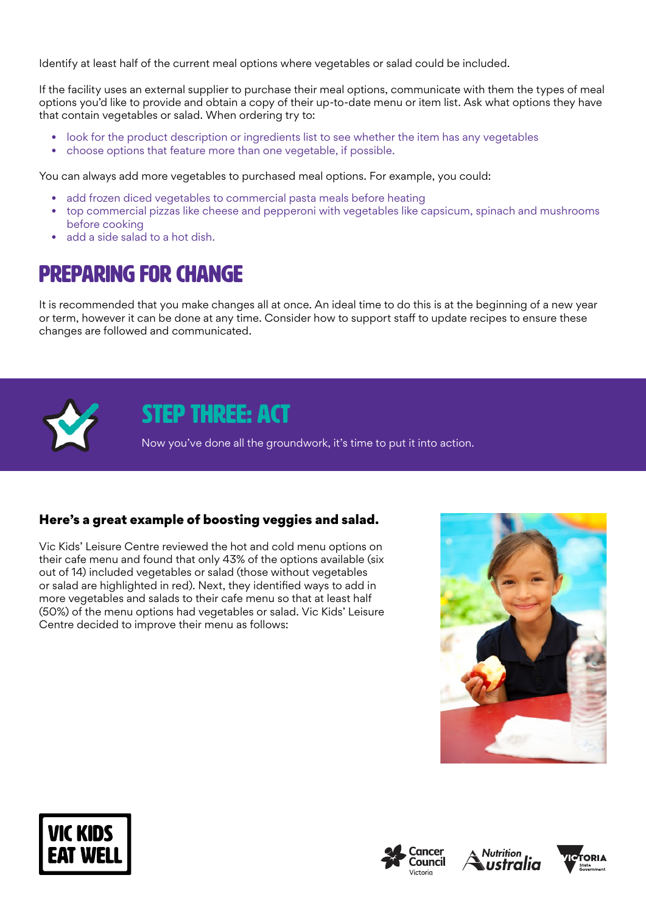Identify at least half of the current meal options where vegetables or salad could be included.

If the facility uses an external supplier to purchase their meal options, communicate with them the types of meal options you'd like to provide and obtain a copy of their up-to-date menu or item list. Ask what options they have that contain vegetables or salad. When ordering try to:

- look for the product description or ingredients list to see whether the item has any vegetables
- choose options that feature more than one vegetable, if possible.

You can always add more vegetables to purchased meal options. For example, you could:

- add frozen diced vegetables to commercial pasta meals before heating
- top commercial pizzas like cheese and pepperoni with vegetables like capsicum, spinach and mushrooms before cooking
- add a side salad to a hot dish.

## PREPARING FOR CHANGE

It is recommended that you make changes all at once. An ideal time to do this is at the beginning of a new year or term, however it can be done at any time. Consider how to support staff to update recipes to ensure these changes are followed and communicated.

## STEP THREE: ACT

Now you've done all the groundwork, it's time to put it into action.

### Here's a great example of boosting veggies and salad.

Vic Kids' Leisure Centre reviewed the hot and cold menu options on their cafe menu and found that only 43% of the options available (six out of 14) included vegetables or salad (those without vegetables or salad are highlighted in red). Next, they identified ways to add in more vegetables and salads to their cafe menu so that at least half (50%) of the menu options had vegetables or salad. Vic Kids' Leisure Centre decided to improve their menu as follows: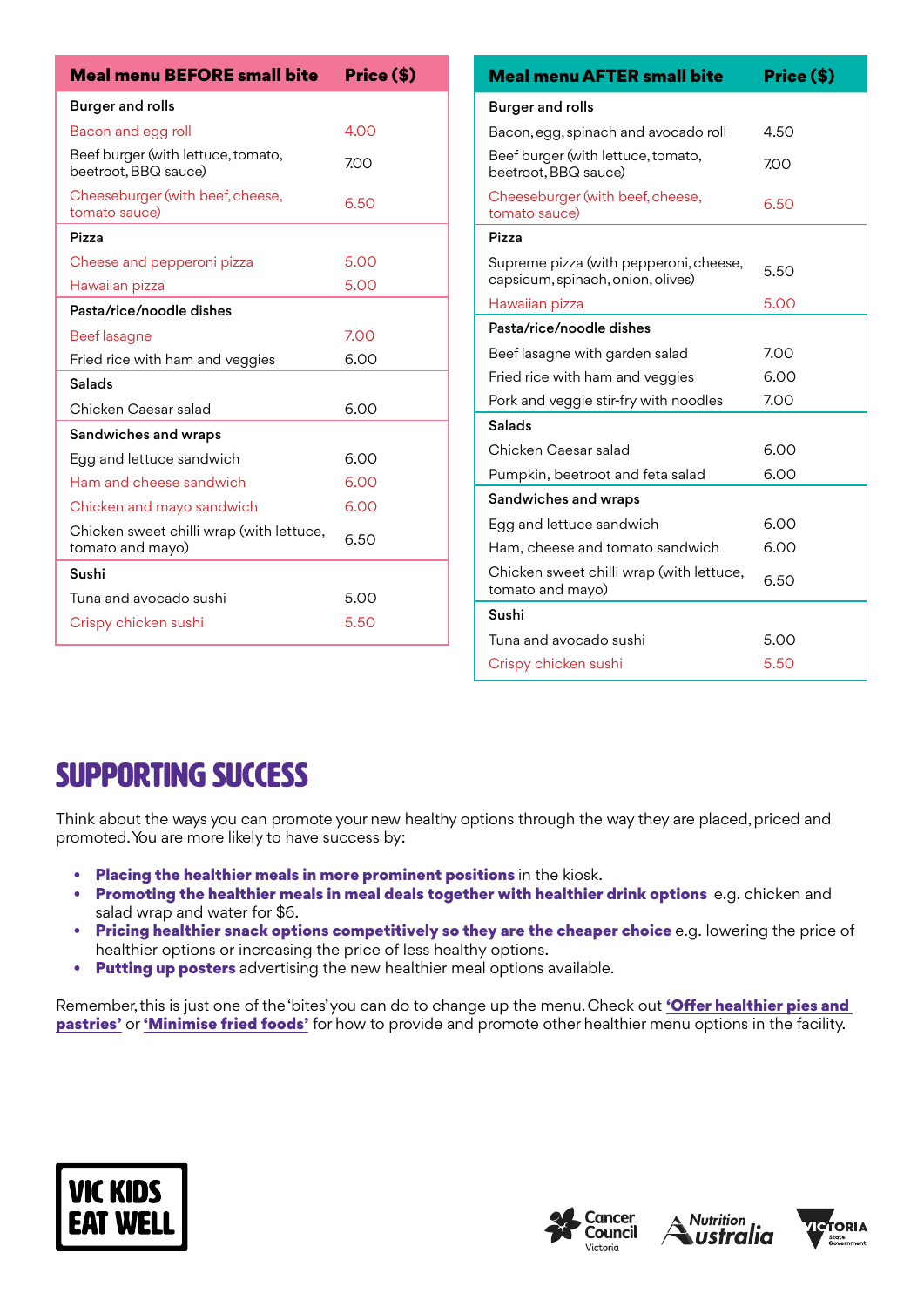| Meal menu BEFORE small bite | Price ($) |
|---|---|
| **Burger and rolls** | |
| Bacon and egg roll | 4.00 |
| Beef burger (with lettuce, tomato, beetroot, BBQ sauce) | 7.00 |
| Cheeseburger (with beef, cheese, tomato sauce) | 6.50 |
| **Pizza** | |
| Cheese and pepperoni pizza | 5.00 |
| Hawaiian pizza | 5.00 |
| **Pasta/rice/noodle dishes** | |
| Beef lasagne | 7.00 |
| Fried rice with ham and veggies | 6.00 |
| **Salads** | |
| Chicken Caesar salad | 6.00 |
| **Sandwiches and wraps** | |
| Egg and lettuce sandwich | 6.00 |
| Ham and cheese sandwich | 6.00 |
| Chicken and mayo sandwich | 6.00 |
| Chicken sweet chilli wrap (with lettuce, tomato and mayo) | 6.50 |
| **Sushi** | |
| Tuna and avocado sushi | 5.00 |
| Crispy chicken sushi | 5.50 |

| Meal menu AFTER small bite | Price ($) |
|---|---|
| **Burger and rolls** | |
| Bacon, egg, spinach and avocado roll | 4.50 |
| Beef burger (with lettuce, tomato, beetroot, BBQ sauce) | 7.00 |
| Cheeseburger (with beef, cheese, tomato sauce) | 6.50 |
| **Pizza** | |
| Supreme pizza (with pepperoni, cheese, capsicum, spinach, onion, olives) | 5.50 |
| Hawaiian pizza | 5.00 |
| **Pasta/rice/noodle dishes** | |
| Beef lasagne with garden salad | 7.00 |
| Fried rice with ham and veggies | 6.00 |
| Pork and veggie stir-fry with noodles | 7.00 |
| **Salads** | |
| Chicken Caesar salad | 6.00 |
| Pumpkin, beetroot and feta salad | 6.00 |
| **Sandwiches and wraps** | |
| Egg and lettuce sandwich | 6.00 |
| Ham, cheese and tomato sandwich | 6.00 |
| Chicken sweet chilli wrap (with lettuce, tomato and mayo) | 6.50 |
| **Sushi** | |
| Tuna and avocado sushi | 5.00 |
| Crispy chicken sushi | 5.50 |

## SUPPORTING SUCCESS

Think about the ways you can promote your new healthy options through the way they are placed, priced and promoted. You are more likely to have success by:

- **Placing the healthier meals in more prominent positions** in the kiosk.
- **Promoting the healthier meals in meal deals together with healthier drink options** e.g. chicken and salad wrap and water for $6.
- **Pricing healthier snack options competitively so they are the cheaper choice** e.g. lowering the price of healthier options or increasing the price of less healthy options.
- **Putting up posters** advertising the new healthier meal options available.

Remember, this is just one of the 'bites' you can do to change up the menu. Check out **'Offer healthier pies and pastries'** or **'Minimise fried foods'** for how to provide and promote other healthier menu options in the facility.

VIC KIDS EAT WELL

Cancer Council Victoria | Nutrition Australia | Victoria State Government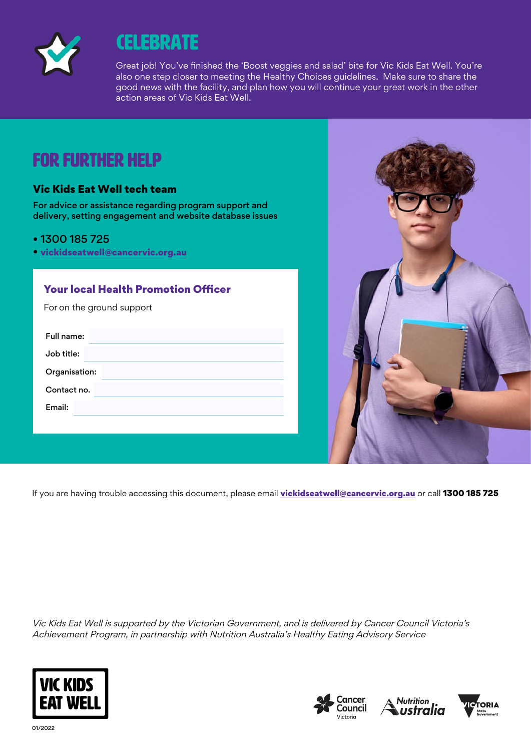# CELEBRATE

Great job! You've finished the 'Boost veggies and salad' bite for Vic Kids Eat Well. You're also one step closer to meeting the Healthy Choices guidelines. Make sure to share the good news with the facility, and plan how you will continue your great work in the other action areas of Vic Kids Eat Well.

## FOR FURTHER HELP

### Vic Kids Eat Well tech team

For advice or assistance regarding program support and delivery, setting engagement and website database issues

- 1300 185 725
- **vickidseatwell@cancervic.org.au**

### Your local Health Promotion Officer

For on the ground support

Full name:

Job title:

Organisation:

Contact no.

Email:

If you are having trouble accessing this document, please email **vickidseatwell@cancervic.org.au** or call **1300 185 725**

*Vic Kids Eat Well is supported by the Victorian Government, and is delivered by Cancer Council Victoria's Achievement Program, in partnership with Nutrition Australia's Healthy Eating Advisory Service*

VIC KIDS EAT WELL

Cancer Council Victoria

Nutrition Australia

Victoria State Government

01/2022